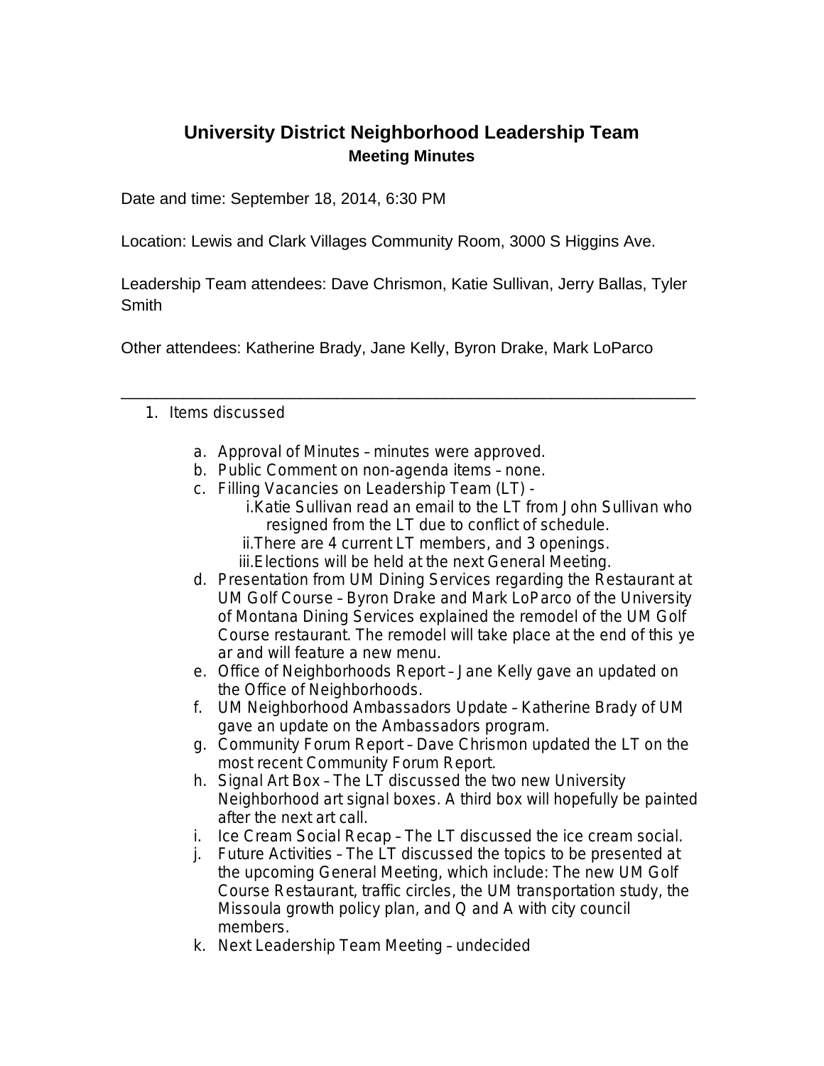# University District Neighborhood Leadership Team

## Meeting Minutes

Date and time: September 18, 2014, 6:30 PM

Location: Lewis and Clark Villages Community Room, 3000 S Higgins Ave.

Leadership Team attendees: Dave Chrismon, Katie Sullivan, Jerry Ballas, Tyler Smith

Other attendees: Katherine Brady, Jane Kelly, Byron Drake, Mark LoParco

---

1. Items discussed

   a. Approval of Minutes – minutes were approved.
   b. Public Comment on non-agenda items – none.
   c. Filling Vacancies on Leadership Team (LT) -
      i. Katie Sullivan read an email to the LT from John Sullivan who resigned from the LT due to conflict of schedule.
      ii. There are 4 current LT members, and 3 openings.
      iii. Elections will be held at the next General Meeting.
   d. Presentation from UM Dining Services regarding the Restaurant at UM Golf Course – Byron Drake and Mark LoParco of the University of Montana Dining Services explained the remodel of the UM Golf Course restaurant. The remodel will take place at the end of this ye ar and will feature a new menu.
   e. Office of Neighborhoods Report – Jane Kelly gave an updated on the Office of Neighborhoods.
   f. UM Neighborhood Ambassadors Update – Katherine Brady of UM gave an update on the Ambassadors program.
   g. Community Forum Report – Dave Chrismon updated the LT on the most recent Community Forum Report.
   h. Signal Art Box – The LT discussed the two new University Neighborhood art signal boxes. A third box will hopefully be painted after the next art call.
   i. Ice Cream Social Recap – The LT discussed the ice cream social.
   j. Future Activities – The LT discussed the topics to be presented at the upcoming General Meeting, which include: The new UM Golf Course Restaurant, traffic circles, the UM transportation study, the Missoula growth policy plan, and Q and A with city council members.
   k. Next Leadership Team Meeting – undecided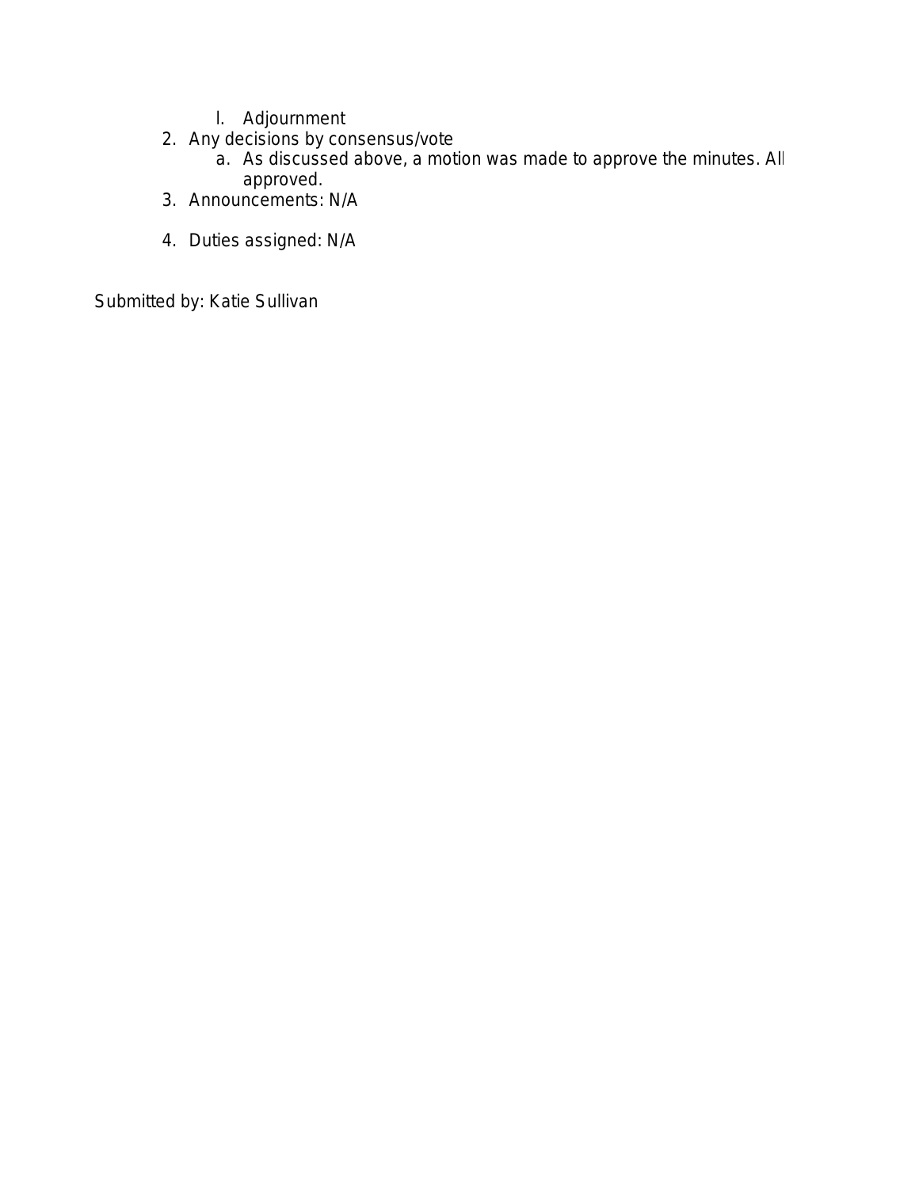l. Adjournment

2. Any decisions by consensus/vote
    a. As discussed above, a motion was made to approve the minutes. All approved.
3. Announcements: N/A
4. Duties assigned: N/A

Submitted by: Katie Sullivan